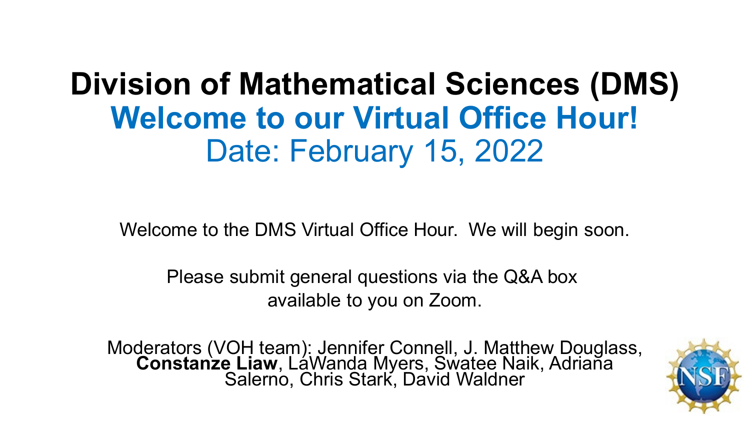# Division of Mathematical Sciences (DMS)

## Welcome to our Virtual Office Hour!

Date: February 15, 2022

Welcome to the DMS Virtual Office Hour. We will begin soon.

Please submit general questions via the Q&A box available to you on Zoom.

Moderators (VOH team): Jennifer Connell, J. Matthew Douglass, **Constanze Liaw**, LaWanda Myers, Swatee Naik, Adriana Salerno, Chris Stark, David Waldner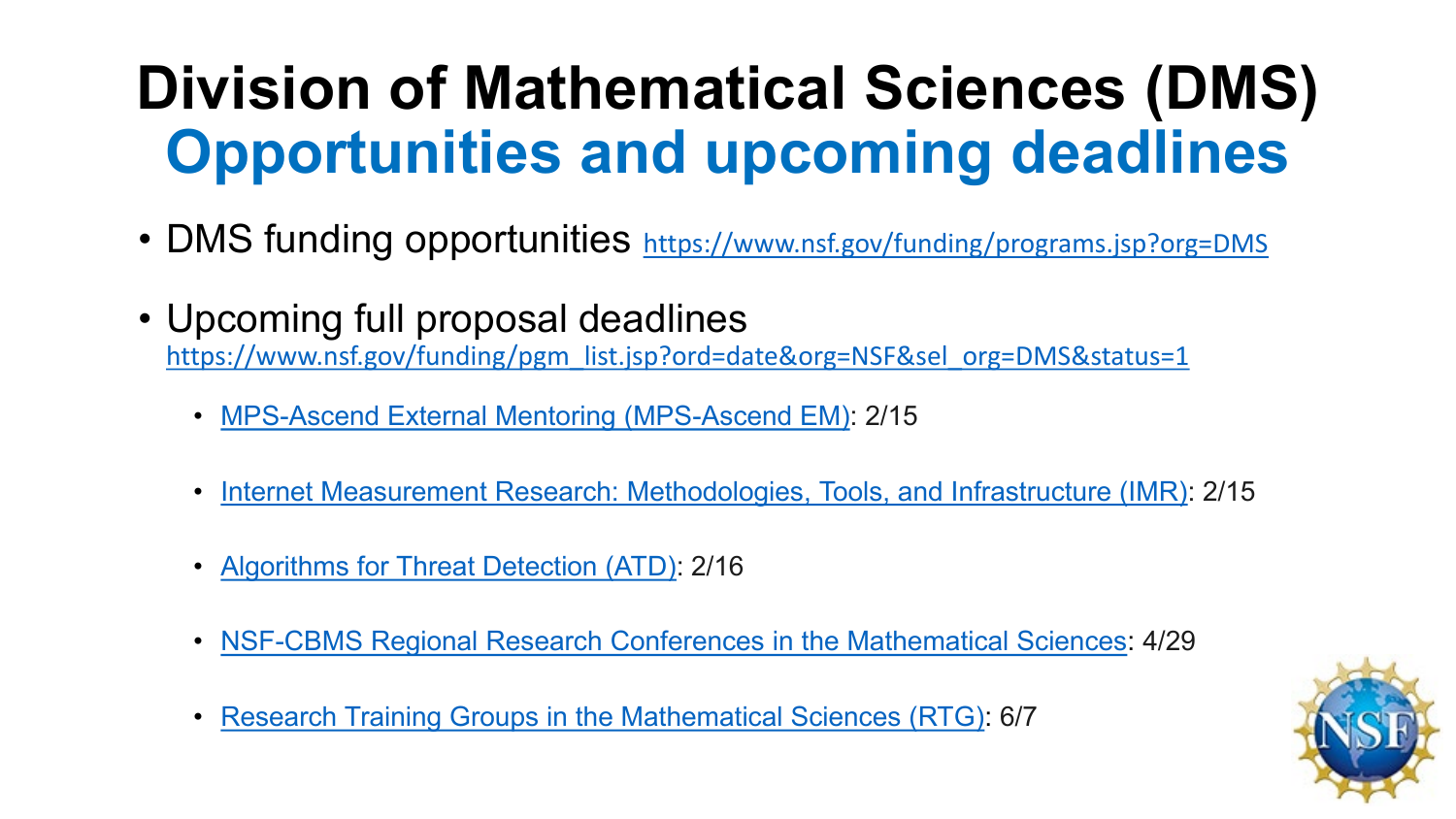# Division of Mathematical Sciences (DMS)

## Opportunities and upcoming deadlines

- DMS funding opportunities https://www.nsf.gov/funding/programs.jsp?org=DMS
- Upcoming full proposal deadlines https://www.nsf.gov/funding/pgm_list.jsp?ord=date&org=NSF&sel_org=DMS&status=1
  - MPS-Ascend External Mentoring (MPS-Ascend EM): 2/15
  - Internet Measurement Research: Methodologies, Tools, and Infrastructure (IMR): 2/15
  - Algorithms for Threat Detection (ATD): 2/16
  - NSF-CBMS Regional Research Conferences in the Mathematical Sciences: 4/29
  - Research Training Groups in the Mathematical Sciences (RTG): 6/7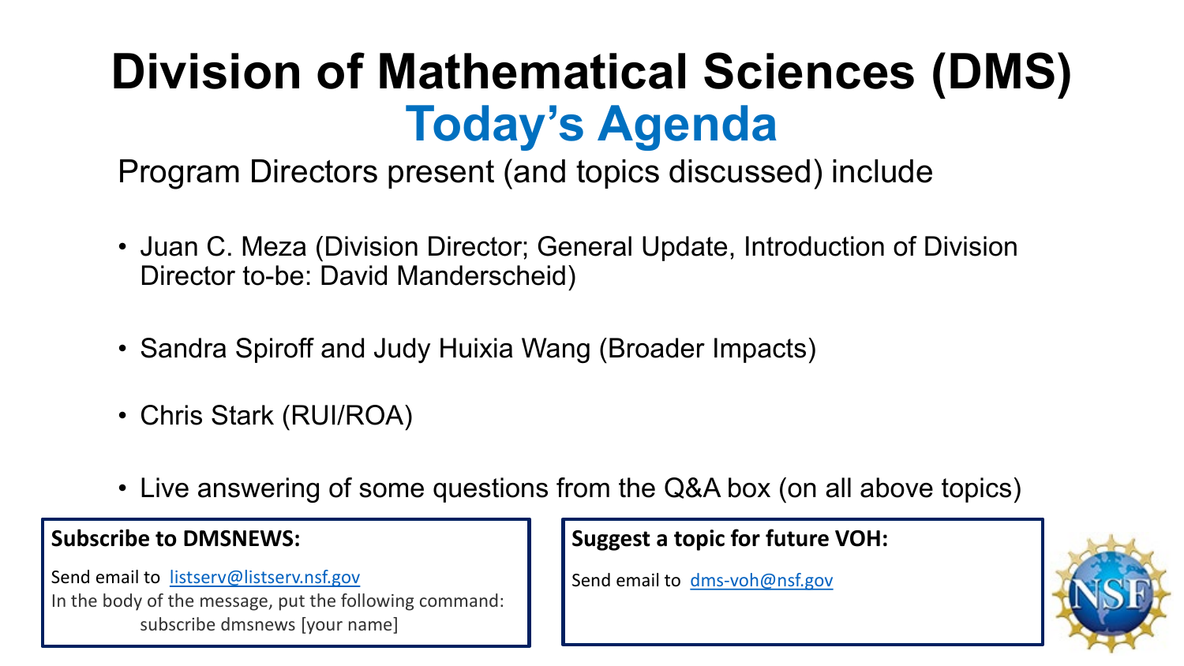# Division of Mathematical Sciences (DMS)

## Today's Agenda

Program Directors present (and topics discussed) include

- Juan C. Meza (Division Director; General Update, Introduction of Division Director to-be: David Manderscheid)
- Sandra Spiroff and Judy Huixia Wang (Broader Impacts)
- Chris Stark (RUI/ROA)
- Live answering of some questions from the Q&A box (on all above topics)

**Subscribe to DMSNEWS:**

Send email to listserv@listserv.nsf.gov
In the body of the message, put the following command:
subscribe dmsnews [your name]

**Suggest a topic for future VOH:**

Send email to dms-voh@nsf.gov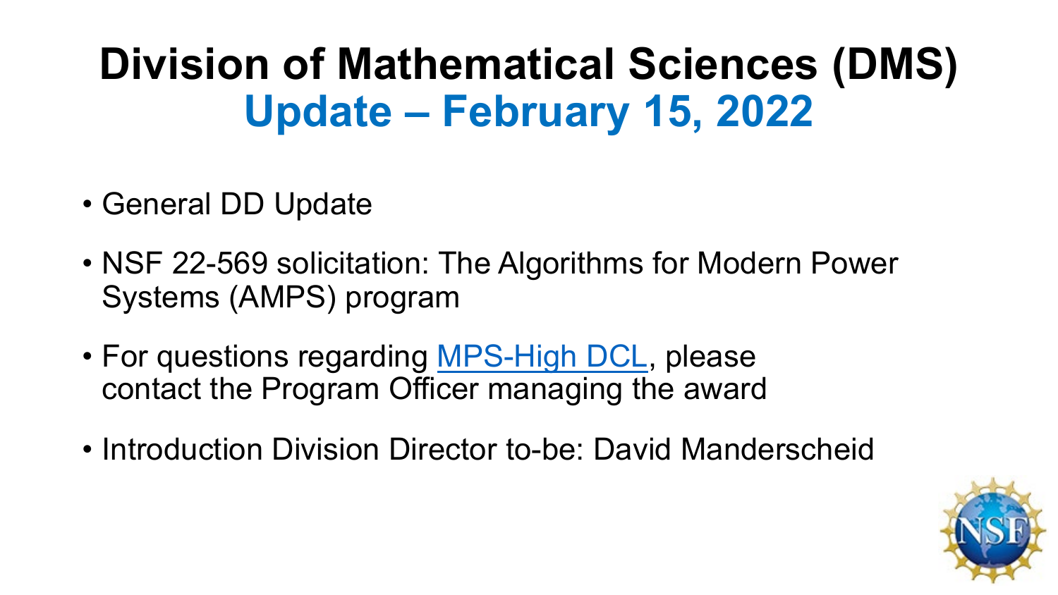# Division of Mathematical Sciences (DMS)
## Update – February 15, 2022

- General DD Update
- NSF 22-569 solicitation: The Algorithms for Modern Power Systems (AMPS) program
- For questions regarding MPS-High DCL, please contact the Program Officer managing the award
- Introduction Division Director to-be: David Manderscheid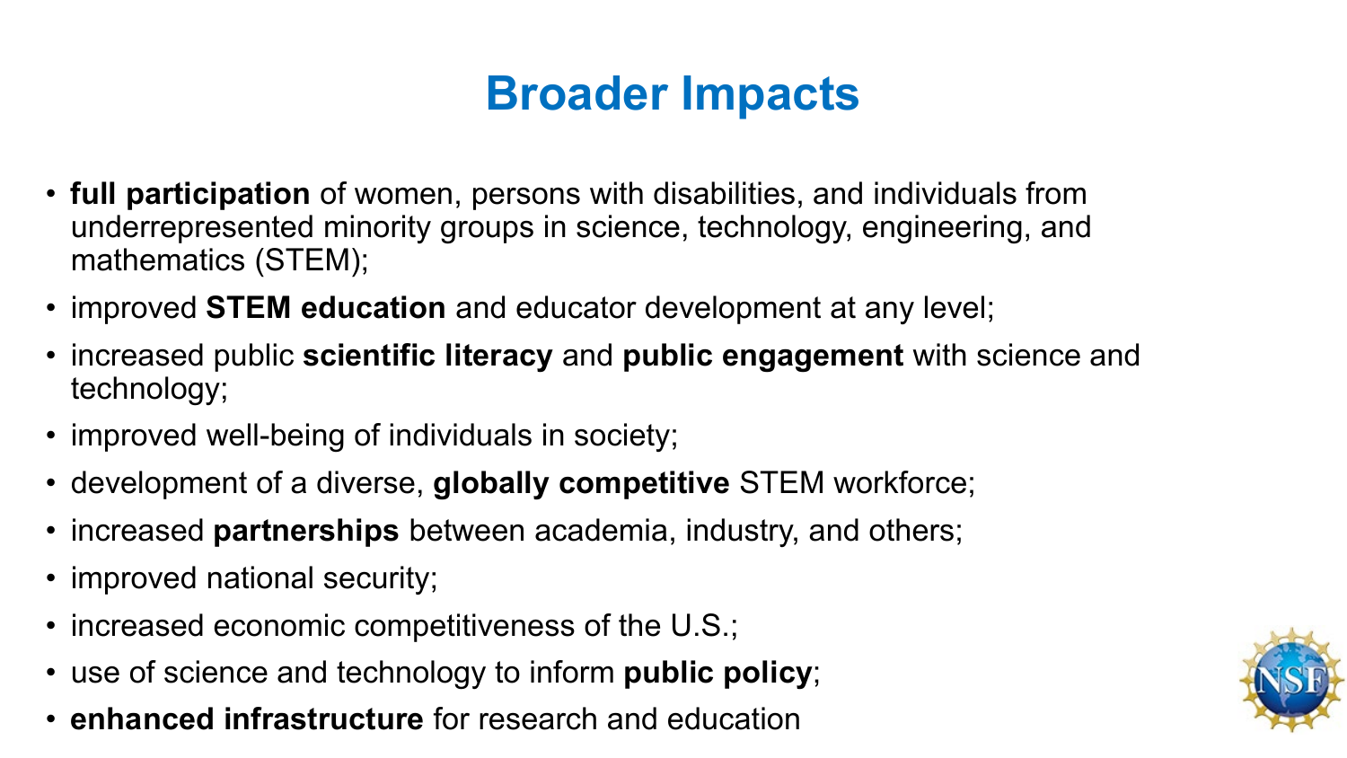# Broader Impacts

- **full participation** of women, persons with disabilities, and individuals from underrepresented minority groups in science, technology, engineering, and mathematics (STEM);
- improved **STEM education** and educator development at any level;
- increased public **scientific literacy** and **public engagement** with science and technology;
- improved well-being of individuals in society;
- development of a diverse, **globally competitive** STEM workforce;
- increased **partnerships** between academia, industry, and others;
- improved national security;
- increased economic competitiveness of the U.S.;
- use of science and technology to inform **public policy**;
- **enhanced infrastructure** for research and education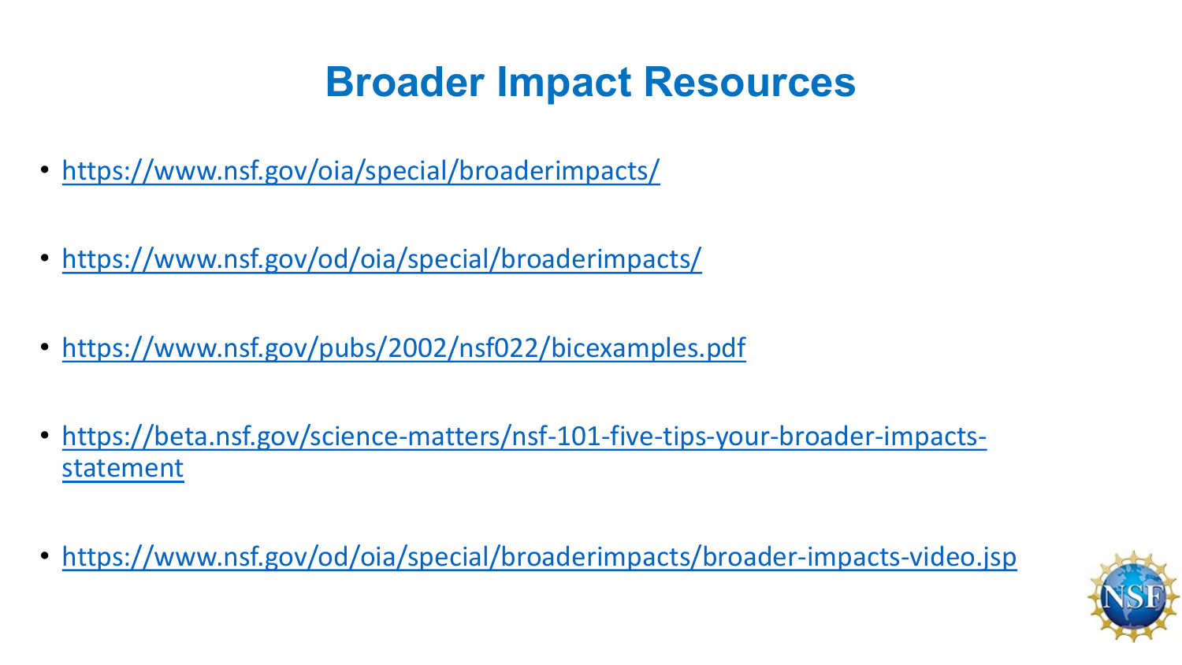# Broader Impact Resources

- https://www.nsf.gov/oia/special/broaderimpacts/
- https://www.nsf.gov/od/oia/special/broaderimpacts/
- https://www.nsf.gov/pubs/2002/nsf022/bicexamples.pdf
- https://beta.nsf.gov/science-matters/nsf-101-five-tips-your-broader-impacts-statement
- https://www.nsf.gov/od/oia/special/broaderimpacts/broader-impacts-video.jsp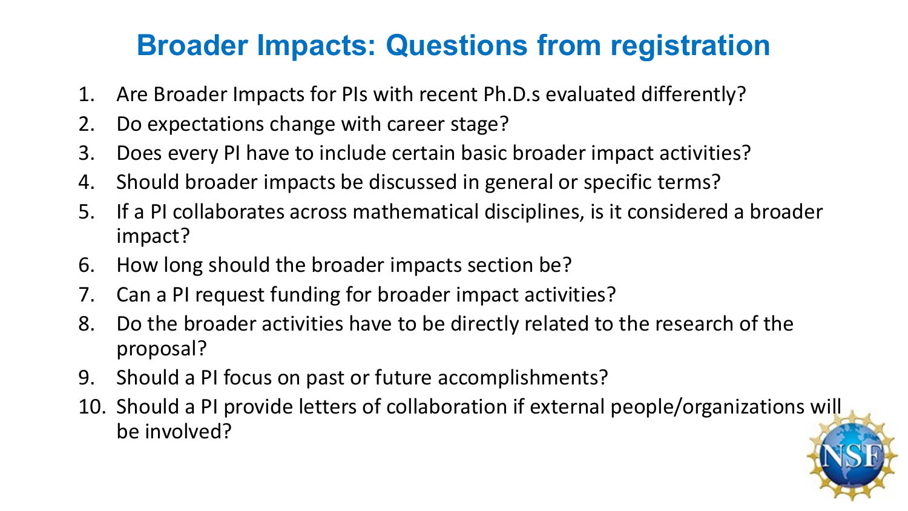# Broader Impacts: Questions from registration

1. Are Broader Impacts for PIs with recent Ph.D.s evaluated differently?
2. Do expectations change with career stage?
3. Does every PI have to include certain basic broader impact activities?
4. Should broader impacts be discussed in general or specific terms?
5. If a PI collaborates across mathematical disciplines, is it considered a broader impact?
6. How long should the broader impacts section be?
7. Can a PI request funding for broader impact activities?
8. Do the broader activities have to be directly related to the research of the proposal?
9. Should a PI focus on past or future accomplishments?
10. Should a PI provide letters of collaboration if external people/organizations will be involved?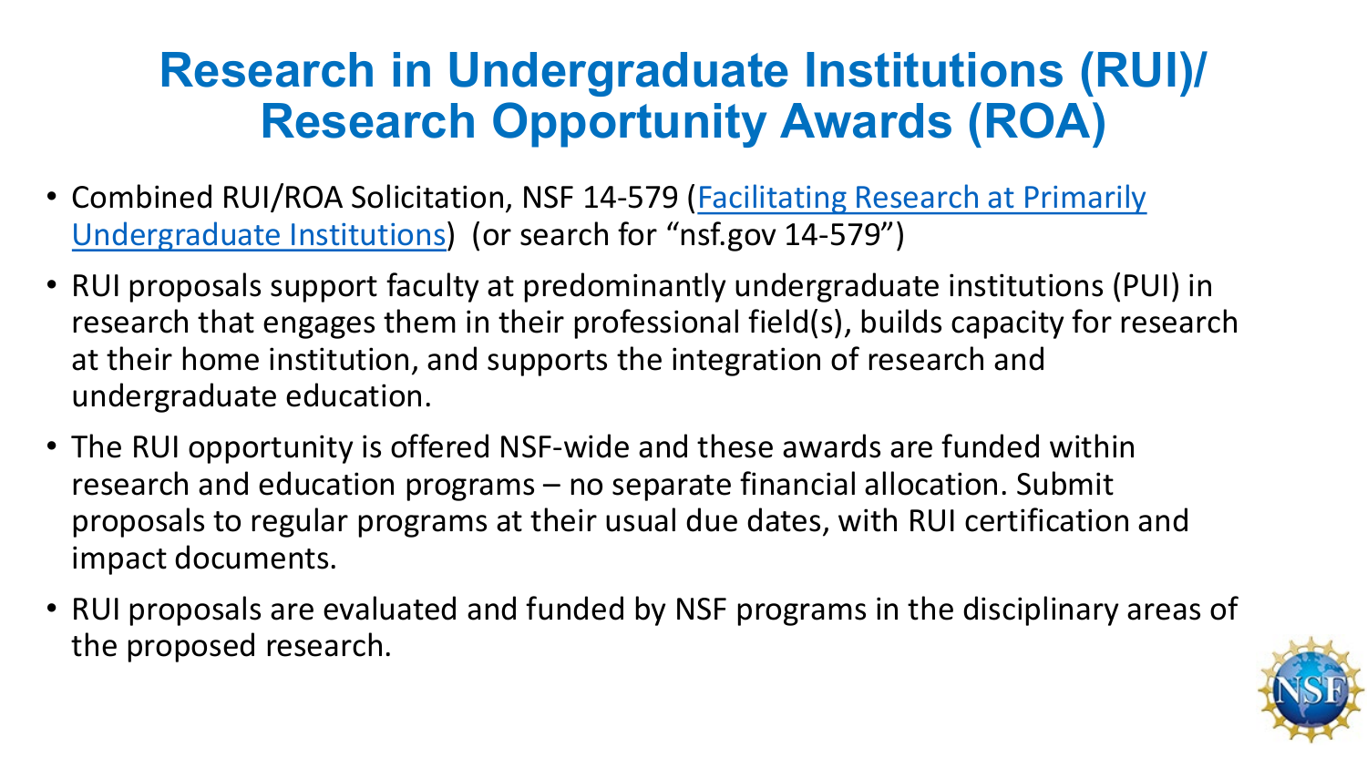# Research in Undergraduate Institutions (RUI)/ Research Opportunity Awards (ROA)

- Combined RUI/ROA Solicitation, NSF 14-579 (Facilitating Research at Primarily Undergraduate Institutions) (or search for "nsf.gov 14-579")
- RUI proposals support faculty at predominantly undergraduate institutions (PUI) in research that engages them in their professional field(s), builds capacity for research at their home institution, and supports the integration of research and undergraduate education.
- The RUI opportunity is offered NSF-wide and these awards are funded within research and education programs – no separate financial allocation. Submit proposals to regular programs at their usual due dates, with RUI certification and impact documents.
- RUI proposals are evaluated and funded by NSF programs in the disciplinary areas of the proposed research.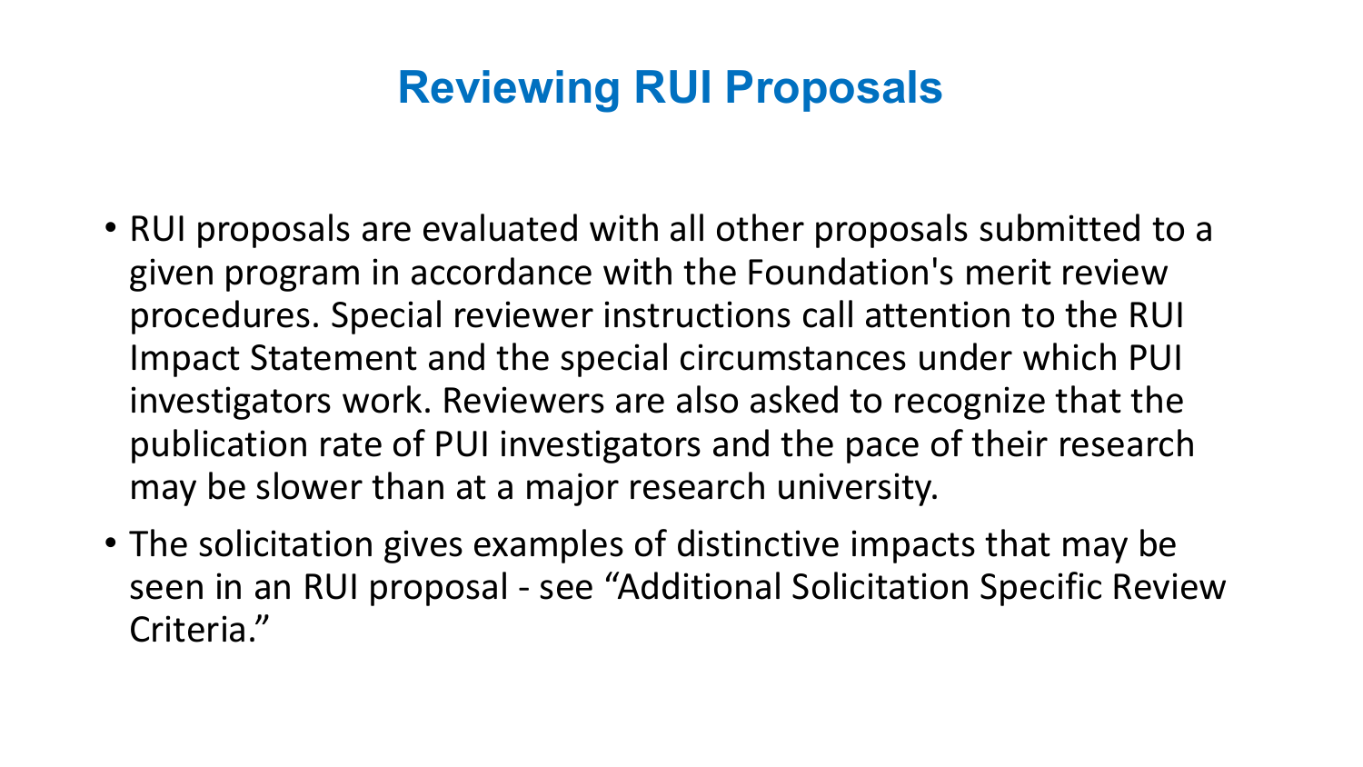# Reviewing RUI Proposals

- RUI proposals are evaluated with all other proposals submitted to a given program in accordance with the Foundation's merit review procedures. Special reviewer instructions call attention to the RUI Impact Statement and the special circumstances under which PUI investigators work. Reviewers are also asked to recognize that the publication rate of PUI investigators and the pace of their research may be slower than at a major research university.
- The solicitation gives examples of distinctive impacts that may be seen in an RUI proposal - see "Additional Solicitation Specific Review Criteria."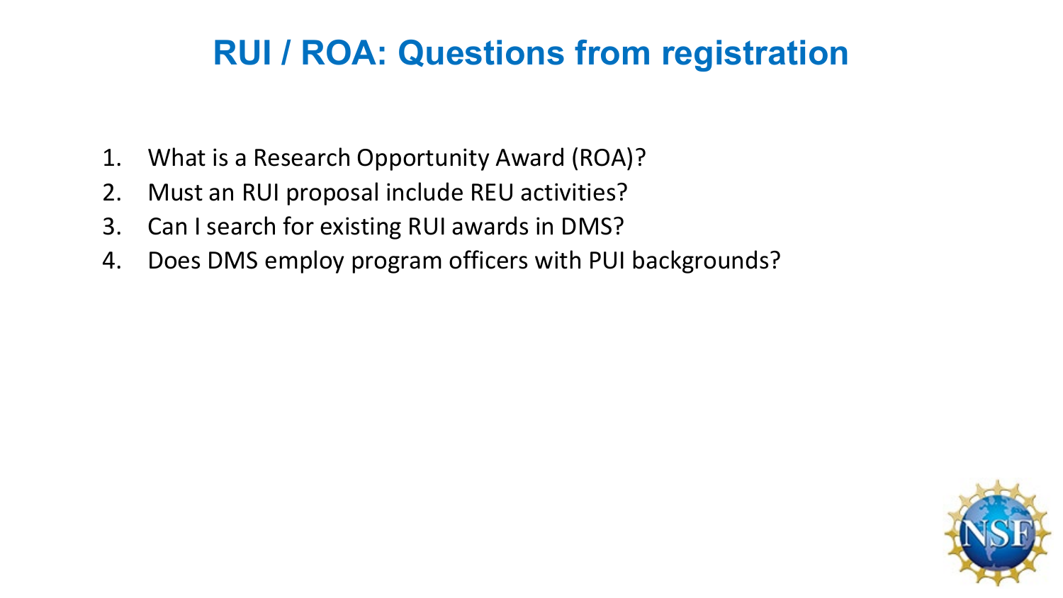# RUI / ROA: Questions from registration

1. What is a Research Opportunity Award (ROA)?
2. Must an RUI proposal include REU activities?
3. Can I search for existing RUI awards in DMS?
4. Does DMS employ program officers with PUI backgrounds?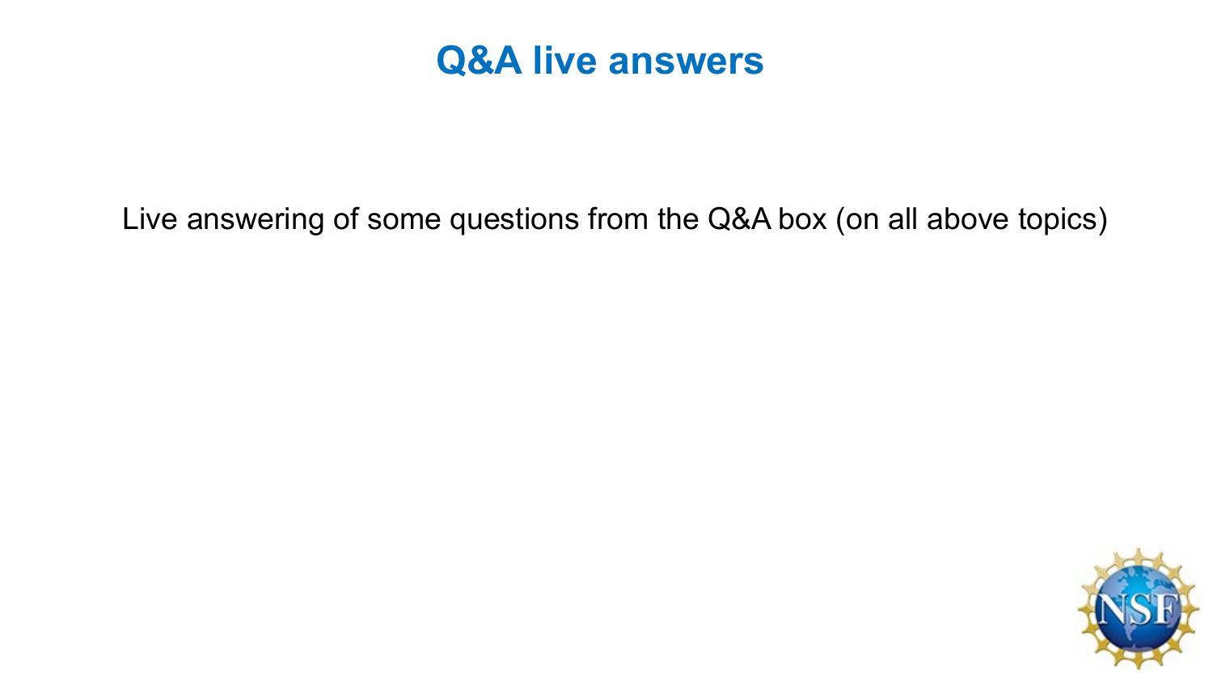# Q&A live answers

Live answering of some questions from the Q&A box (on all above topics)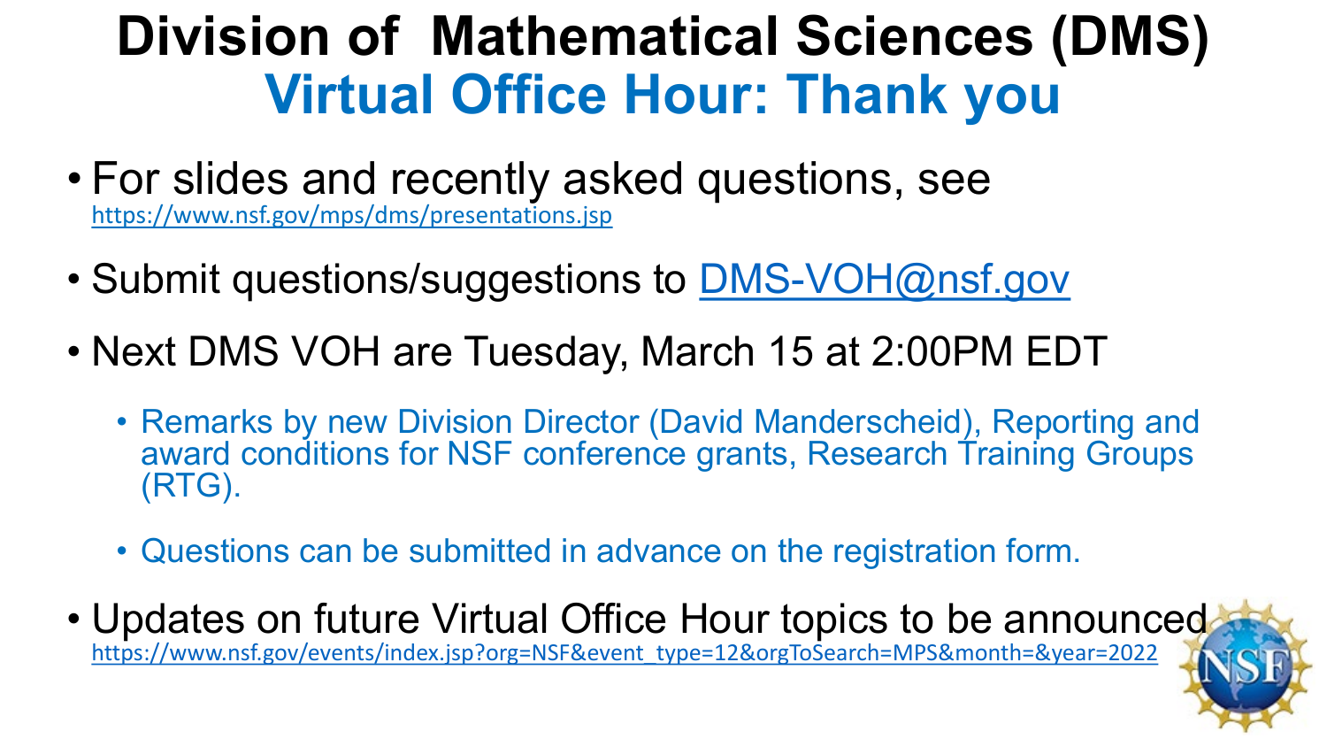# Division of Mathematical Sciences (DMS)

## Virtual Office Hour: Thank you

- For slides and recently asked questions, see https://www.nsf.gov/mps/dms/presentations.jsp
- Submit questions/suggestions to DMS-VOH@nsf.gov
- Next DMS VOH are Tuesday, March 15 at 2:00PM EDT
  - Remarks by new Division Director (David Manderscheid), Reporting and award conditions for NSF conference grants, Research Training Groups (RTG).
  - Questions can be submitted in advance on the registration form.
- Updates on future Virtual Office Hour topics to be announced https://www.nsf.gov/events/index.jsp?org=NSF&event_type=12&orgToSearch=MPS&month=&year=2022